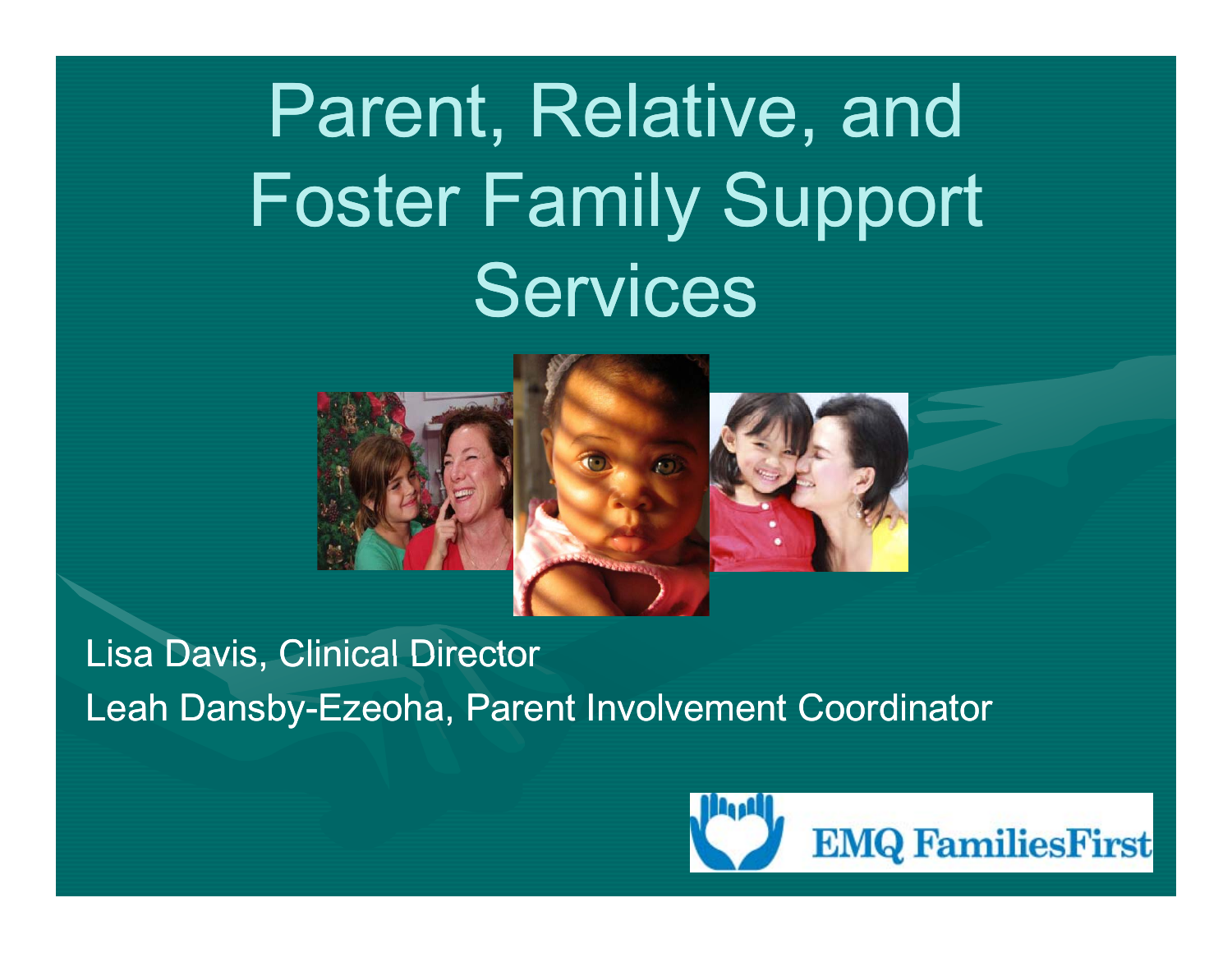# Parent, Relative, and Foster Family Support Services

Lisa Davis, Clinical Director

Leah Dansby-Ezeoha, Parent Involvement Coordinator

EMQ FamiliesFirst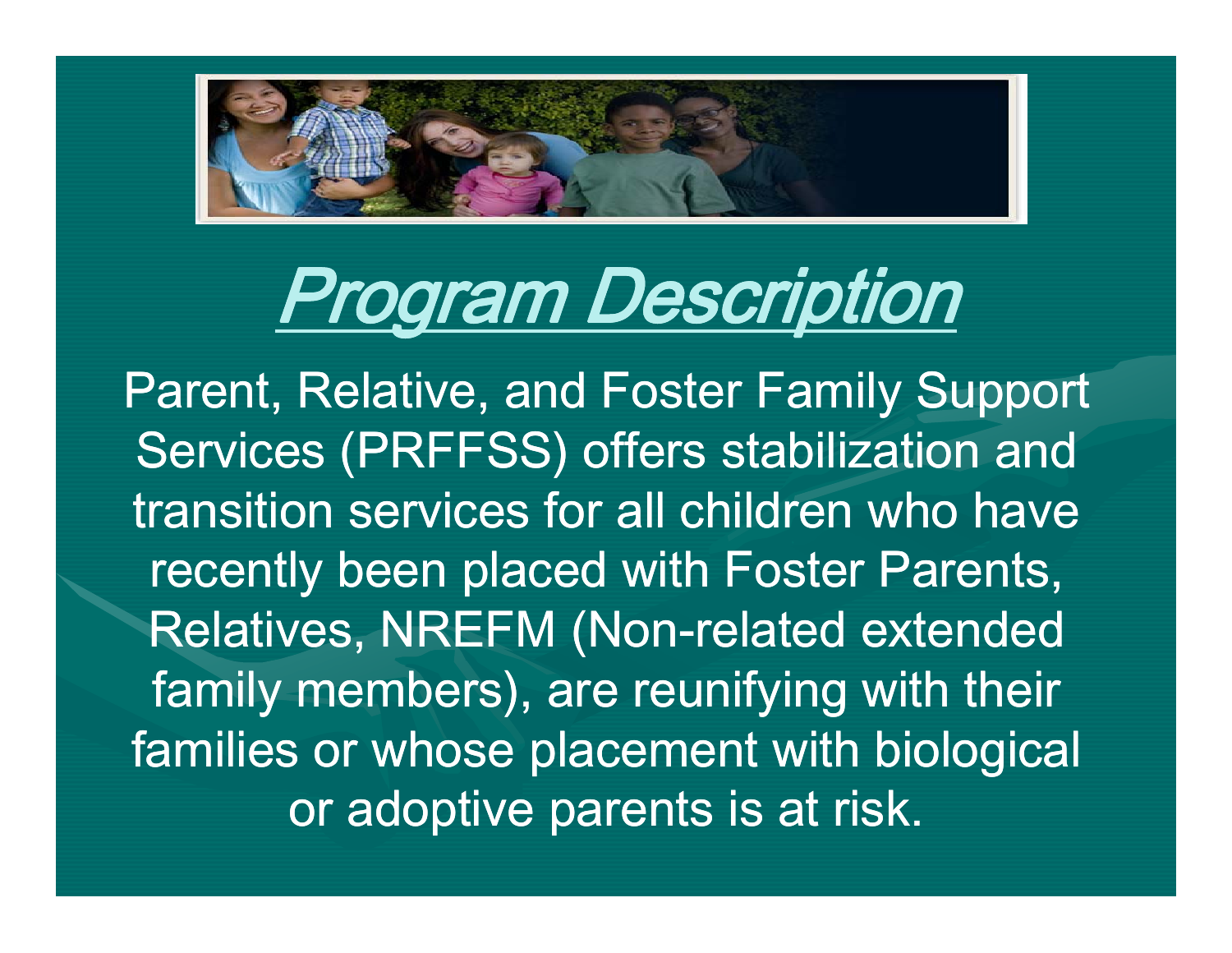# Program Description

Parent, Relative, and Foster Family Support Services (PRFFSS) offers stabilization and transition services for all children who have recently been placed with Foster Parents, Relatives, NREFM (Non-related extended family members), are reunifying with their families or whose placement with biological or adoptive parents is at risk.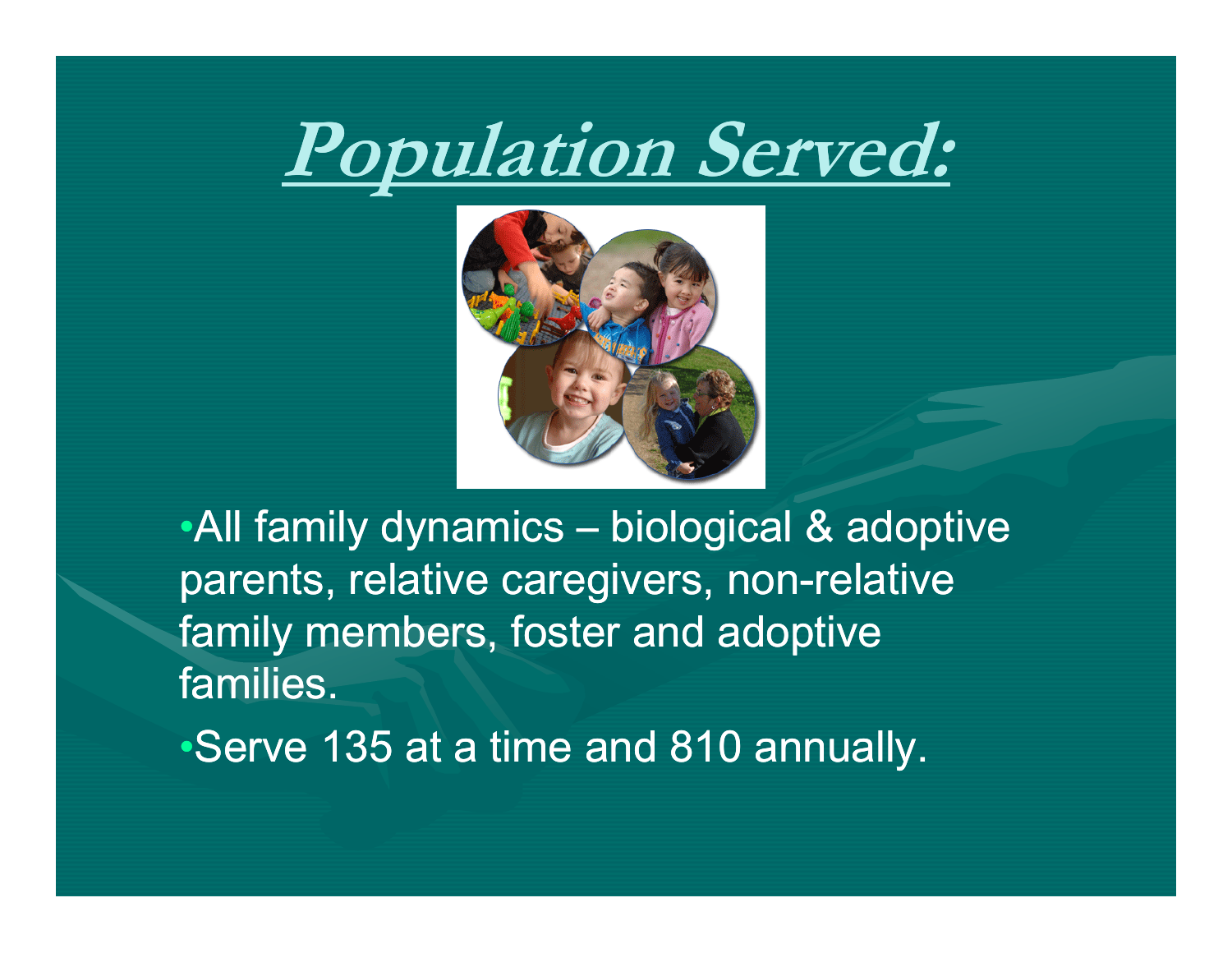# Population Served:

- All family dynamics – biological & adoptive parents, relative caregivers, non-relative family members, foster and adoptive families.
- Serve 135 at a time and 810 annually.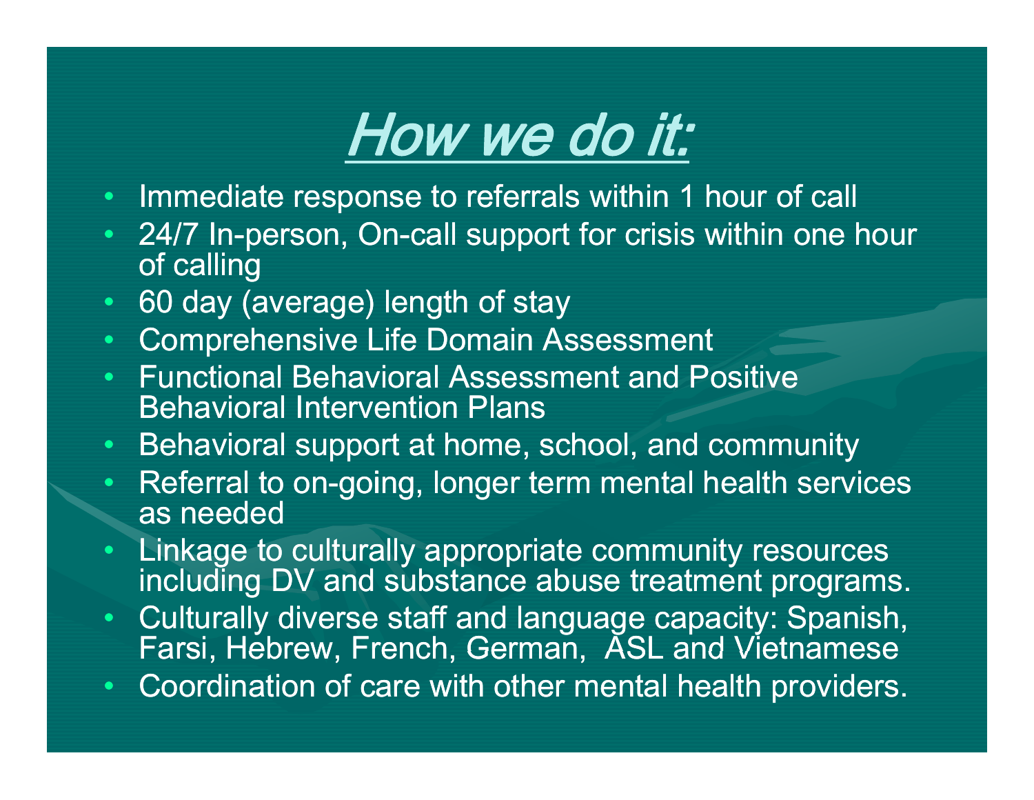# How we do it:

- Immediate response to referrals within 1 hour of call
- 24/7 In-person, On-call support for crisis within one hour of calling
- 60 day (average) length of stay
- Comprehensive Life Domain Assessment
- Functional Behavioral Assessment and Positive Behavioral Intervention Plans
- Behavioral support at home, school, and community
- Referral to on-going, longer term mental health services as needed
- Linkage to culturally appropriate community resources including DV and substance abuse treatment programs.
- Culturally diverse staff and language capacity: Spanish, Farsi, Hebrew, French, German, ASL and Vietnamese
- Coordination of care with other mental health providers.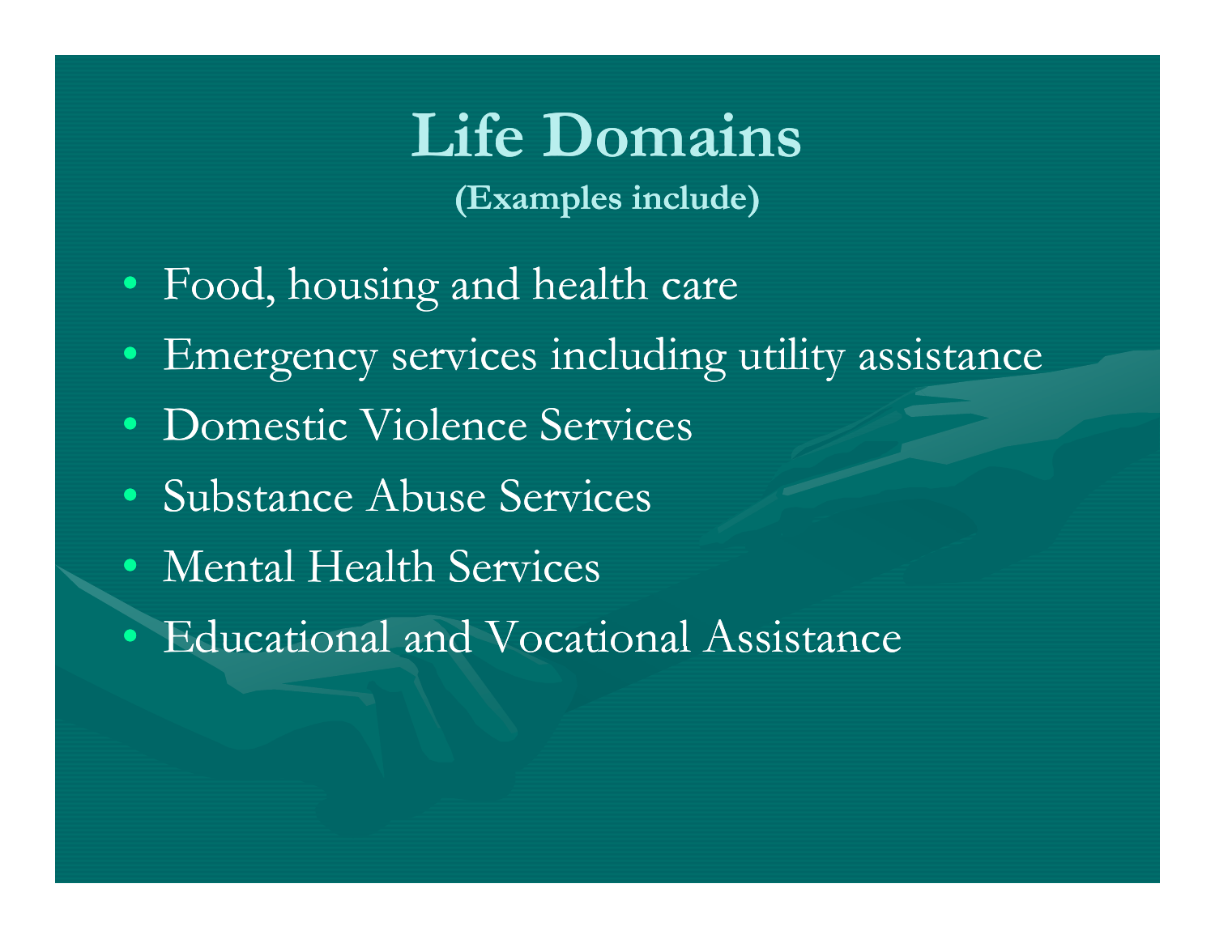# Life Domains

**(Examples include)**

- Food, housing and health care
- Emergency services including utility assistance
- Domestic Violence Services
- Substance Abuse Services
- Mental Health Services
- Educational and Vocational Assistance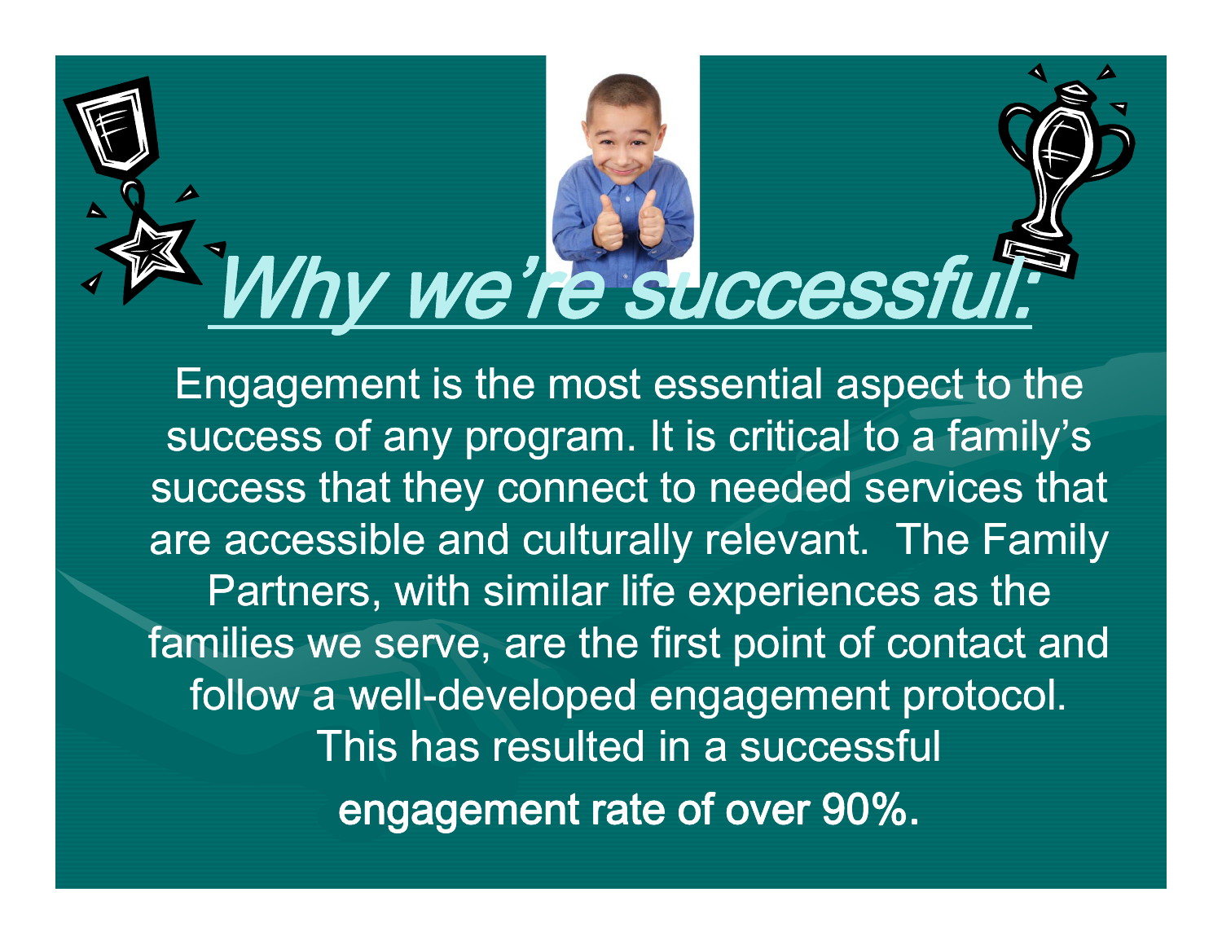# *Why we're successful:*

Engagement is the most essential aspect to the success of any program. It is critical to a family's success that they connect to needed services that are accessible and culturally relevant. The Family Partners, with similar life experiences as the families we serve, are the first point of contact and follow a well-developed engagement protocol. This has resulted in a successful engagement rate of over 90%.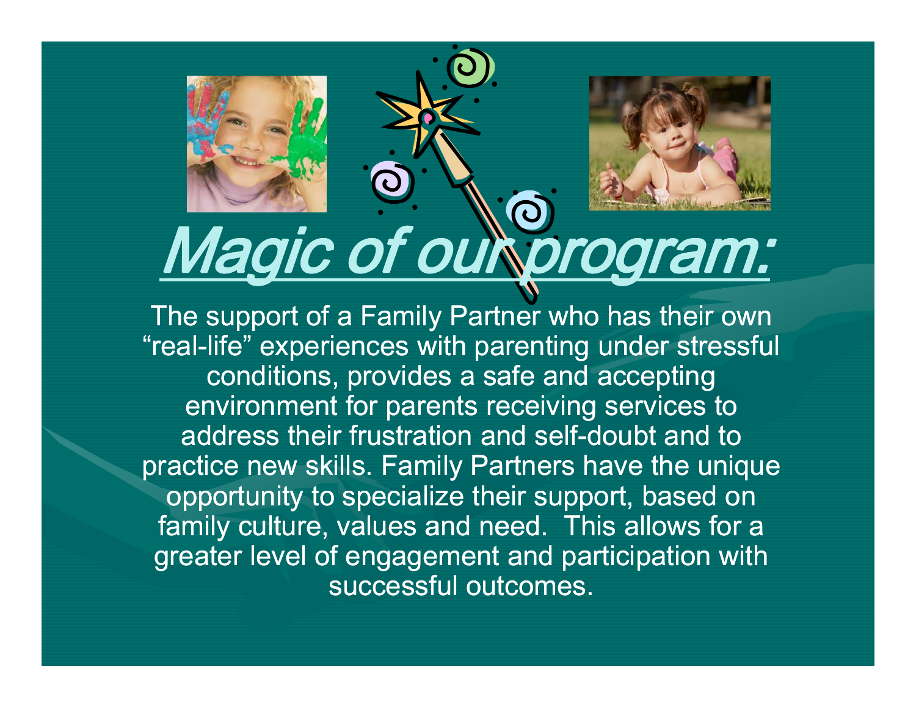# Magic of our program:

The support of a Family Partner who has their own "real-life" experiences with parenting under stressful conditions, provides a safe and accepting environment for parents receiving services to address their frustration and self-doubt and to practice new skills. Family Partners have the unique opportunity to specialize their support, based on family culture, values and need. This allows for a greater level of engagement and participation with successful outcomes.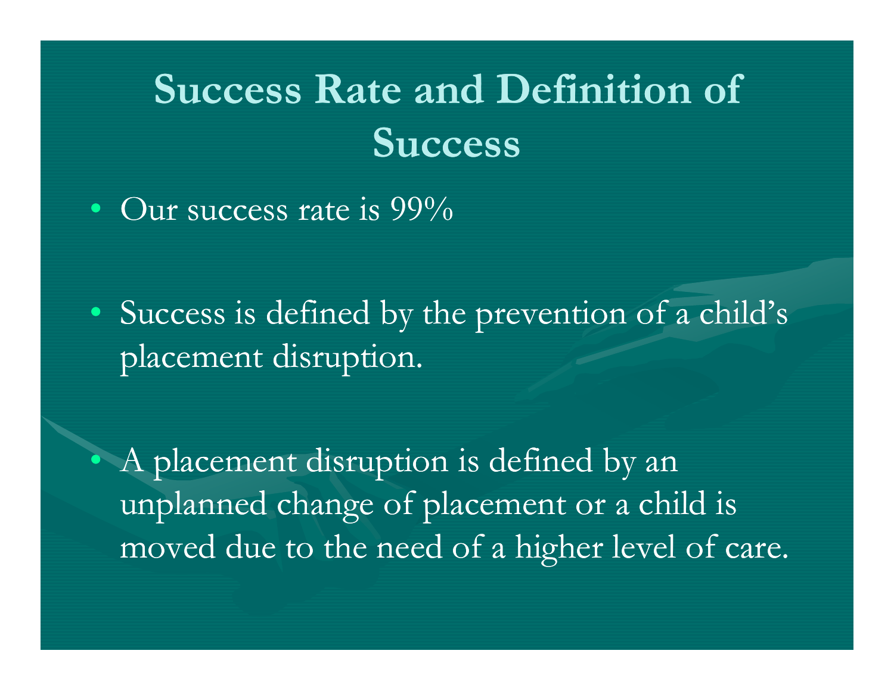# Success Rate and Definition of Success

- Our success rate is 99%

- Success is defined by the prevention of a child's placement disruption.

- A placement disruption is defined by an unplanned change of placement or a child is moved due to the need of a higher level of care.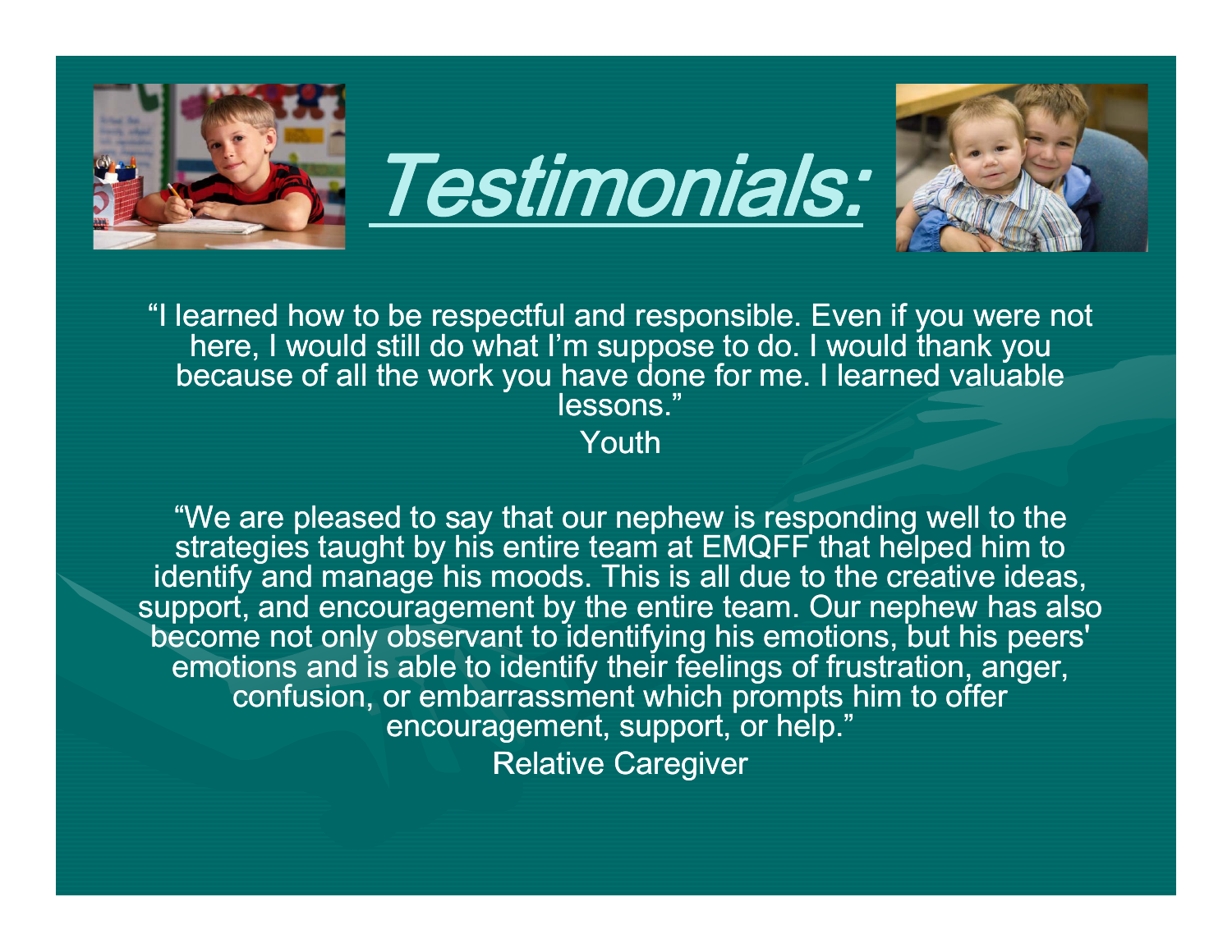# Testimonials:

"I learned how to be respectful and responsible. Even if you were not here, I would still do what I'm suppose to do. I would thank you because of all the work you have done for me. I learned valuable lessons."

Youth

"We are pleased to say that our nephew is responding well to the strategies taught by his entire team at EMQFF that helped him to identify and manage his moods. This is all due to the creative ideas, support, and encouragement by the entire team. Our nephew has also become not only observant to identifying his emotions, but his peers' emotions and is able to identify their feelings of frustration, anger, confusion, or embarrassment which prompts him to offer encouragement, support, or help."

Relative Caregiver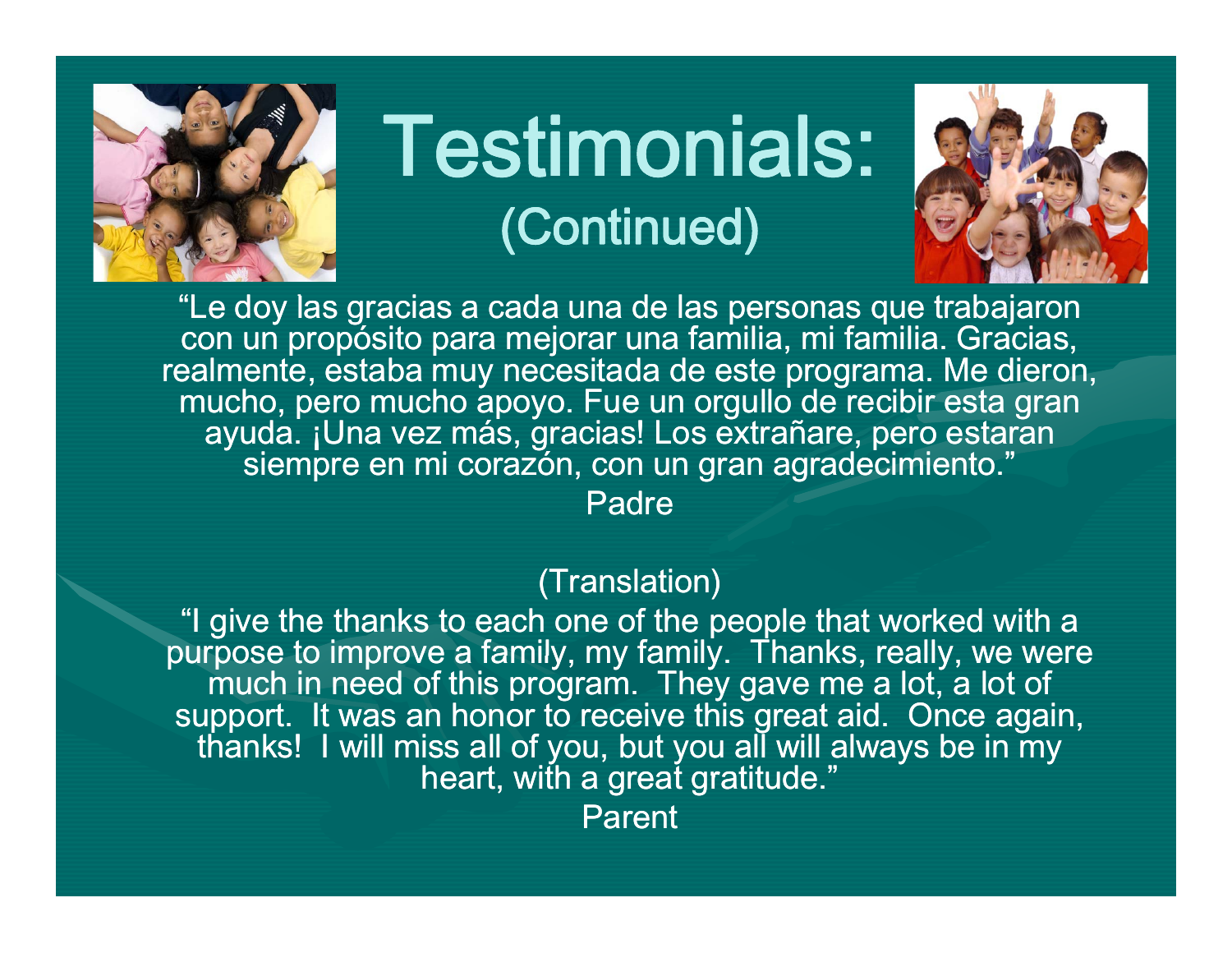# Testimonials:

## (Continued)

"Le doy las gracias a cada una de las personas que trabajaron con un propósito para mejorar una familia, mi familia. Gracias, realmente, estaba muy necesitada de este programa. Me dieron, mucho, pero mucho apoyo. Fue un orgullo de recibir esta gran ayuda. ¡Una vez más, gracias! Los extrañare, pero estaran siempre en mi corazón, con un gran agradecimiento."

Padre

(Translation)

"I give the thanks to each one of the people that worked with a purpose to improve a family, my family. Thanks, really, we were much in need of this program. They gave me a lot, a lot of support. It was an honor to receive this great aid. Once again, thanks! I will miss all of you, but you all will always be in my heart, with a great gratitude."

Parent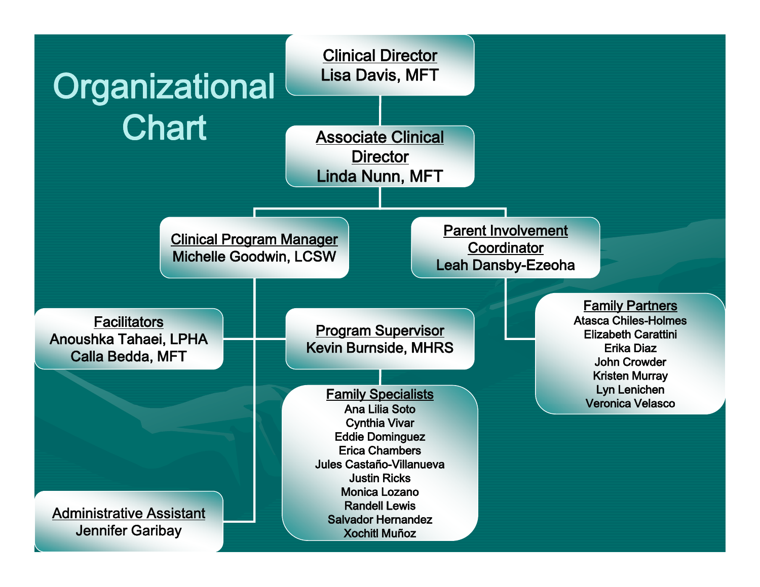# Organizational Chart

**Clinical Director**
Lisa Davis, MFT

**Associate Clinical Director**
Linda Nunn, MFT

**Clinical Program Manager**
Michelle Goodwin, LCSW

**Parent Involvement Coordinator**
Leah Dansby-Ezeoha

**Facilitators**
Anoushka Tahaei, LPHA
Calla Bedda, MFT

**Program Supervisor**
Kevin Burnside, MHRS

**Family Partners**
Atasca Chiles-Holmes
Elizabeth Carattini
Erika Diaz
John Crowder
Kristen Murray
Lyn Lenichen
Veronica Velasco

**Family Specialists**
Ana Lilia Soto
Cynthia Vivar
Eddie Dominguez
Erica Chambers
Jules Castaño-Villanueva
Justin Ricks
Monica Lozano
Randell Lewis
Salvador Hernandez
Xochitl Muñoz

**Administrative Assistant**
Jennifer Garibay